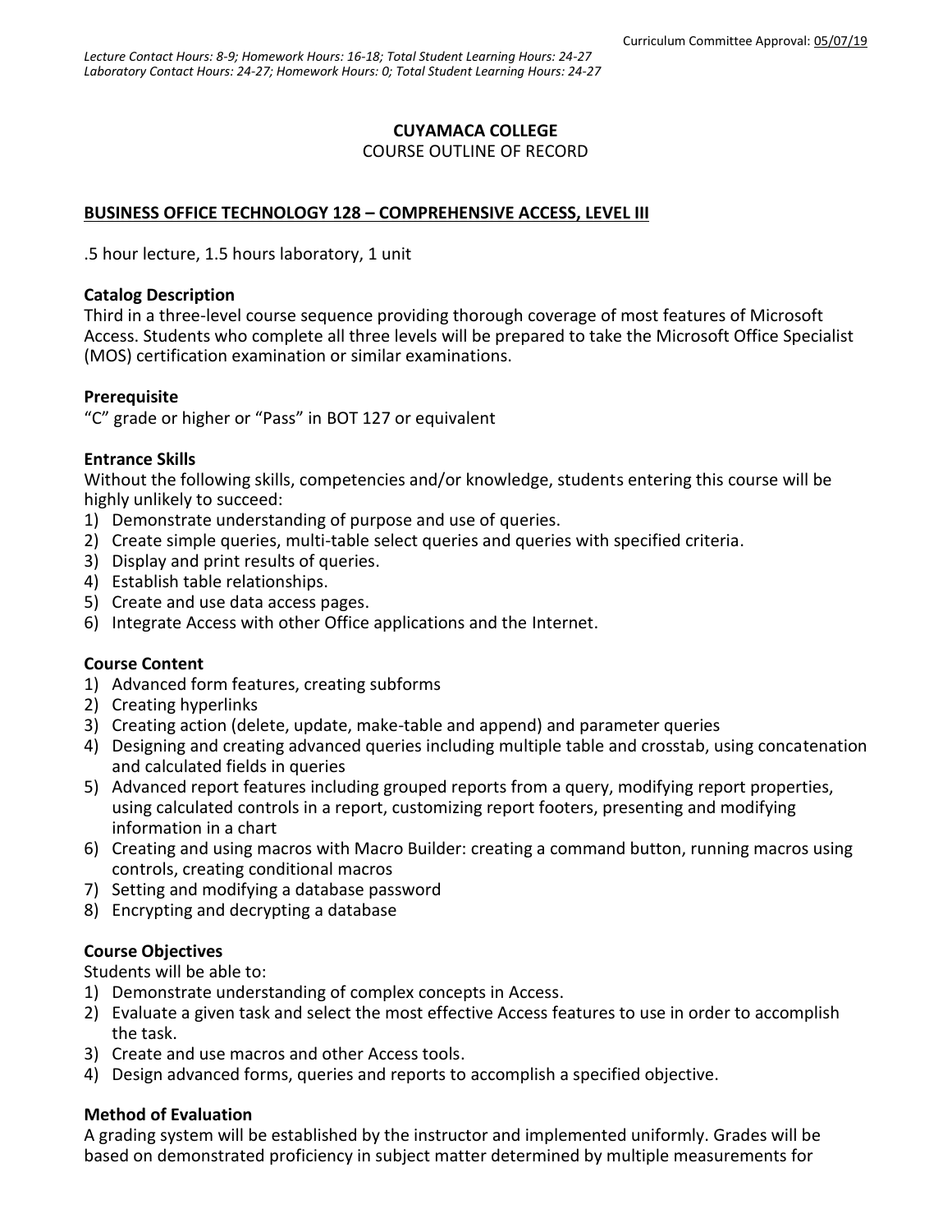Curriculum Committee Approval: 05/07/19

*Lecture Contact Hours: 8-9; Homework Hours: 16-18; Total Student Learning Hours: 24-27*
*Laboratory Contact Hours: 24-27; Homework Hours: 0; Total Student Learning Hours: 24-27*

**CUYAMACA COLLEGE**
COURSE OUTLINE OF RECORD

**BUSINESS OFFICE TECHNOLOGY 128 – COMPREHENSIVE ACCESS, LEVEL III**

.5 hour lecture, 1.5 hours laboratory, 1 unit

### Catalog Description

Third in a three-level course sequence providing thorough coverage of most features of Microsoft Access. Students who complete all three levels will be prepared to take the Microsoft Office Specialist (MOS) certification examination or similar examinations.

### Prerequisite

"C" grade or higher or "Pass" in BOT 127 or equivalent

### Entrance Skills

Without the following skills, competencies and/or knowledge, students entering this course will be highly unlikely to succeed:

1) Demonstrate understanding of purpose and use of queries.
2) Create simple queries, multi-table select queries and queries with specified criteria.
3) Display and print results of queries.
4) Establish table relationships.
5) Create and use data access pages.
6) Integrate Access with other Office applications and the Internet.

### Course Content

1) Advanced form features, creating subforms
2) Creating hyperlinks
3) Creating action (delete, update, make-table and append) and parameter queries
4) Designing and creating advanced queries including multiple table and crosstab, using concatenation and calculated fields in queries
5) Advanced report features including grouped reports from a query, modifying report properties, using calculated controls in a report, customizing report footers, presenting and modifying information in a chart
6) Creating and using macros with Macro Builder: creating a command button, running macros using controls, creating conditional macros
7) Setting and modifying a database password
8) Encrypting and decrypting a database

### Course Objectives

Students will be able to:

1) Demonstrate understanding of complex concepts in Access.
2) Evaluate a given task and select the most effective Access features to use in order to accomplish the task.
3) Create and use macros and other Access tools.
4) Design advanced forms, queries and reports to accomplish a specified objective.

### Method of Evaluation

A grading system will be established by the instructor and implemented uniformly. Grades will be based on demonstrated proficiency in subject matter determined by multiple measurements for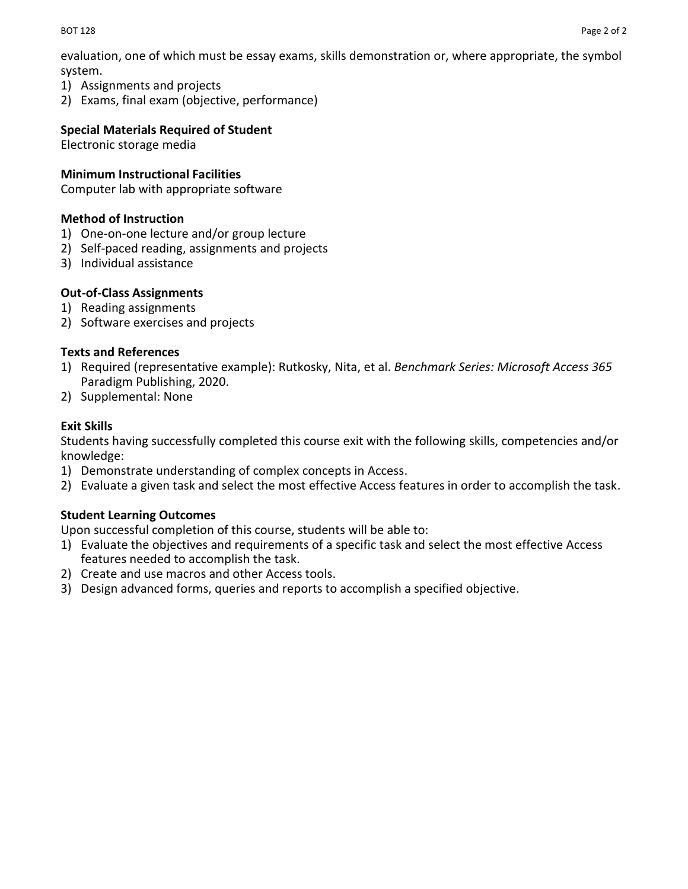evaluation, one of which must be essay exams, skills demonstration or, where appropriate, the symbol system.

1) Assignments and projects
2) Exams, final exam (objective, performance)

**Special Materials Required of Student**

Electronic storage media

**Minimum Instructional Facilities**

Computer lab with appropriate software

**Method of Instruction**

1) One-on-one lecture and/or group lecture
2) Self-paced reading, assignments and projects
3) Individual assistance

**Out-of-Class Assignments**

1) Reading assignments
2) Software exercises and projects

**Texts and References**

1) Required (representative example): Rutkosky, Nita, et al. *Benchmark Series: Microsoft Access 365* Paradigm Publishing, 2020.
2) Supplemental: None

**Exit Skills**

Students having successfully completed this course exit with the following skills, competencies and/or knowledge:

1) Demonstrate understanding of complex concepts in Access.
2) Evaluate a given task and select the most effective Access features in order to accomplish the task.

**Student Learning Outcomes**

Upon successful completion of this course, students will be able to:

1) Evaluate the objectives and requirements of a specific task and select the most effective Access features needed to accomplish the task.
2) Create and use macros and other Access tools.
3) Design advanced forms, queries and reports to accomplish a specified objective.